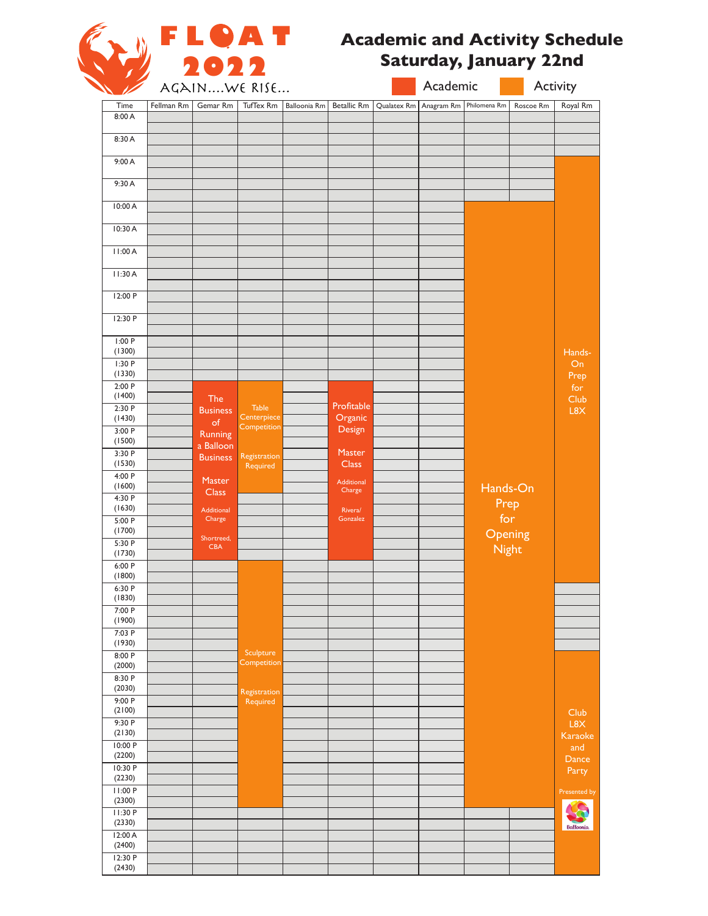# FLOAT 2022

AGAIN....WE RISE...

## Academic and Activity Schedule
## Saturday, January 22nd

Academic | Activity

| Time | Fellman Rm | Gemar Rm | TufTex Rm | Balloonia Rm | Betallic Rm | Qualatex Rm | Anagram Rm | Philomena Rm | Roscoe Rm | Royal Rm |
|---|---|---|---|---|---|---|---|---|---|---|
| 8:00 A | | | | | | | | | | |
| 8:30 A | | | | | | | | | | |
| 9:00 A | | | | | | | | | | Hands-On Prep for Club L8X |
| 9:30 A | | | | | | | | | | |
| 10:00 A | | | | | | | | Hands-On Prep for Opening Night | | |
| 10:30 A | | | | | | | | | | |
| 11:00 A | | | | | | | | | | |
| 11:30 A | | | | | | | | | | |
| 12:00 P | | | | | | | | | | |
| 12:30 P | | | | | | | | | | |
| 1:00 P (1300) | | | | | | | | | | |
| 1:30 P (1330) | | | | | | | | | | |
| 2:00 P (1400) | | The Business of Running a Balloon Business Master Class (Additional Charge) Shortreed, CBA | Table Centerpiece Competition (Registration Required) | | Profitable Organic Design Master Class (Additional Charge) Rivera/Gonzalez | | | | | |
| 2:30 P (1430) | | | | | | | | | | |
| 3:00 P (1500) | | | | | | | | | | |
| 3:30 P (1530) | | | | | | | | | | |
| 4:00 P (1600) | | | | | | | | | | |
| 4:30 P (1630) | | | | | | | | | | |
| 5:00 P (1700) | | | | | | | | | | |
| 5:30 P (1730) | | | | | | | | | | |
| 6:00 P (1800) | | | Sculpture Competition (Registration Required) | | | | | | | |
| 6:30 P (1830) | | | | | | | | | | |
| 7:00 P (1900) | | | | | | | | | | |
| 7:03 P (1930) | | | | | | | | | | |
| 8:00 P (2000) | | | | | | | | | | Club L8X Karaoke and Dance Party (Presented by Balloonia) |
| 8:30 P (2030) | | | | | | | | | | |
| 9:00 P (2100) | | | | | | | | | | |
| 9:30 P (2130) | | | | | | | | | | |
| 10:00 P (2200) | | | | | | | | | | |
| 10:30 P (2230) | | | | | | | | | | |
| 11:00 P (2300) | | | | | | | | | | |
| 11:30 P (2330) | | | | | | | | | | |
| 12:00 A (2400) | | | | | | | | | | |
| 12:30 P (2430) | | | | | | | | | | |

Notes on spans: Hands-On Prep for Club L8X (Royal Rm) runs 9:00 A – 6:30 P. Hands-On Prep for Opening Night (Philomena Rm and Roscoe Rm) runs 10:00 A – 11:30 P. The Business of Running a Balloon Business Master Class (Gemar Rm) and Profitable Organic Design Master Class (Betallic Rm) run 2:00 P – 6:00 P. Table Centerpiece Competition (TufTex Rm) runs 2:00 P – 4:30 P. Sculpture Competition (TufTex Rm) runs 6:00 P – 11:30 P. Club L8X Karaoke and Dance Party (Royal Rm) runs 8:00 P – end of schedule.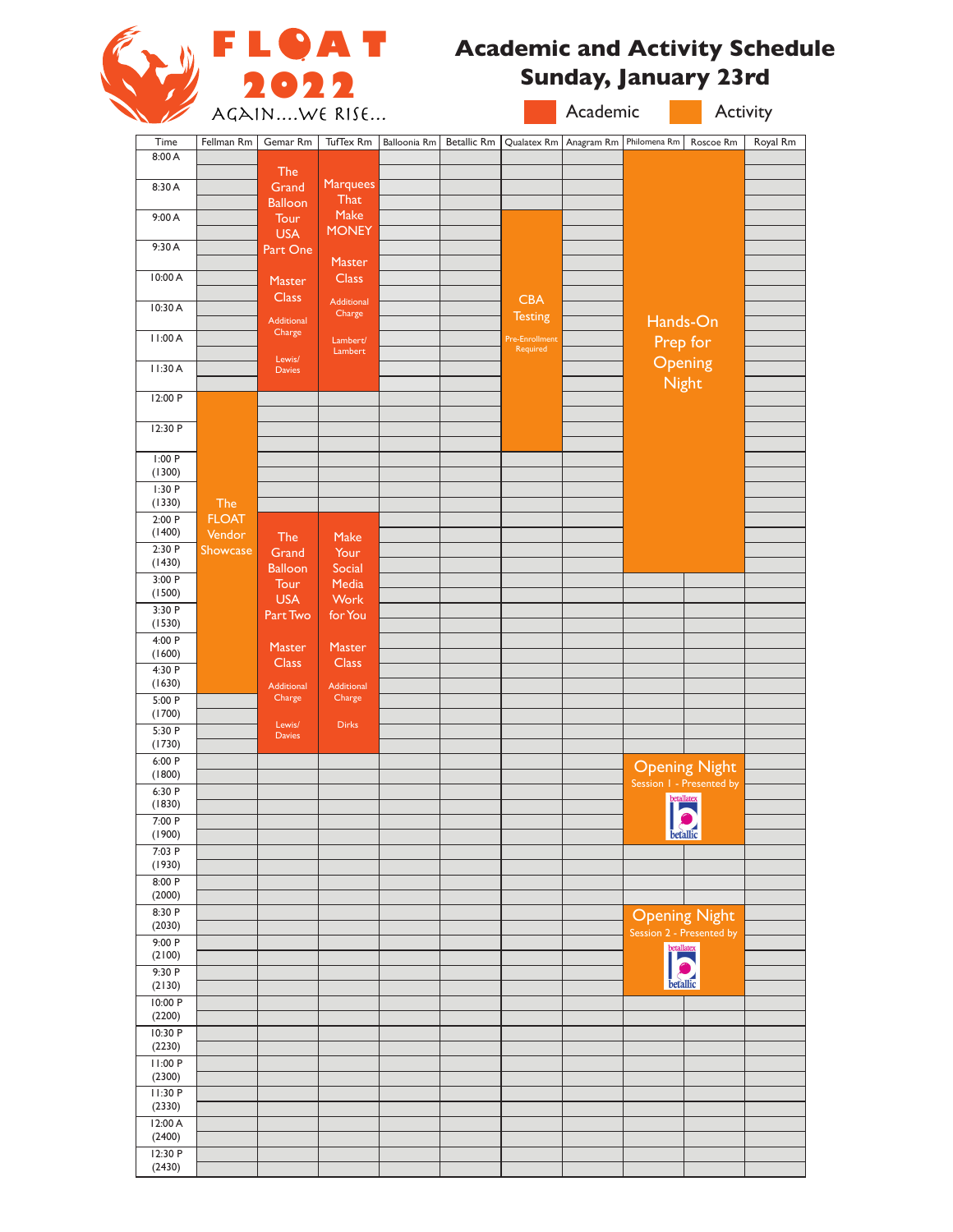# FLOAT 2022

AGAIN....WE RISE...

## Academic and Activity Schedule
## Sunday, January 23rd

Academic | Activity

| Time | Fellman Rm | Gemar Rm | TufTex Rm | Balloonia Rm | Betallic Rm | Qualatex Rm | Anagram Rm | Philomena Rm | Roscoe Rm | Royal Rm |
|---|---|---|---|---|---|---|---|---|---|---|
| 8:00 A | | The Grand Balloon Tour USA Part One Master Class (Additional Charge) Lewis/Davies | Marquees That Make MONEY Master Class (Additional Charge) Lambert/Lambert | | | | | Hands-On Prep for Opening Night | | |
| 8:30 A | | | | | | | | | | |
| 9:00 A | | | | | | CBA Testing (Pre-Enrollment Required) | | | | |
| 9:30 A | | | | | | | | | | |
| 10:00 A | | | | | | | | | | |
| 10:30 A | | | | | | | | | | |
| 11:00 A | | | | | | | | | | |
| 11:30 A | | | | | | | | | | |
| 12:00 P | The FLOAT Vendor Showcase | | | | | | | | | |
| 12:30 P | | | | | | | | | | |
| 1:00 P (1300) | | | | | | | | | | |
| 1:30 P (1330) | | | | | | | | | | |
| 2:00 P (1400) | | The Grand Balloon Tour USA Part Two Master Class (Additional Charge) Lewis/Davies | Make Your Social Media Work for You Master Class (Additional Charge) Dirks | | | | | | | |
| 2:30 P (1430) | | | | | | | | | | |
| 3:00 P (1500) | | | | | | | | | | |
| 3:30 P (1530) | | | | | | | | | | |
| 4:00 P (1600) | | | | | | | | | | |
| 4:30 P (1630) | | | | | | | | | | |
| 5:00 P (1700) | | | | | | | | | | |
| 5:30 P (1730) | | | | | | | | | | |
| 6:00 P (1800) | | | | | | | | Opening Night Session 1 - Presented by betallatex betallic | | |
| 6:30 P (1830) | | | | | | | | | | |
| 7:00 P (1900) | | | | | | | | | | |
| 7:03 P (1930) | | | | | | | | | | |
| 8:00 P (2000) | | | | | | | | | | |
| 8:30 P (2030) | | | | | | | | Opening Night Session 2 - Presented by betallatex betallic | | |
| 9:00 P (2100) | | | | | | | | | | |
| 9:30 P (2130) | | | | | | | | | | |
| 10:00 P (2200) | | | | | | | | | | |
| 10:30 P (2230) | | | | | | | | | | |
| 11:00 P (2300) | | | | | | | | | | |
| 11:30 P (2330) | | | | | | | | | | |
| 12:00 A (2400) | | | | | | | | | | |
| 12:30 P (2430) | | | | | | | | | | |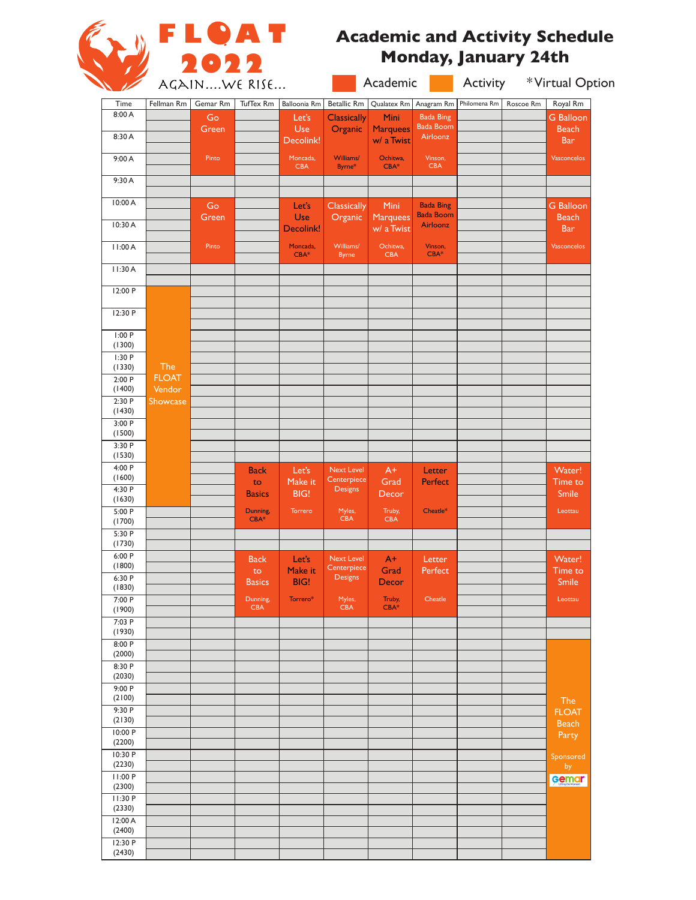# FLOAT 2022

AGAIN....WE RISE...

## Academic and Activity Schedule
## Monday, January 24th

Academic | Activity | *Virtual Option

| Time | Fellman Rm | Gemar Rm | TufTex Rm | Balloonia Rm | Betallic Rm | Qualatex Rm | Anagram Rm | Philomena Rm | Roscoe Rm | Royal Rm |
|---|---|---|---|---|---|---|---|---|---|---|
| 8:00 A – 9:30 A | | Go Green (Pinto) | | Let's Use Decolink! (Moncada, CBA) | Classically Organic (Williams/ Byrne*) | Mini Marquees w/ a Twist (Ochitwa, CBA*) | Bada Bing Bada Boom Airloonz (Vinson, CBA) | | | G Balloon Beach Bar (Vasconcelos) |
| 9:30 A | | | | | | | | | | |
| 10:00 A – 11:30 A | | Go Green (Pinto) | | Let's Use Decolink! (Moncada, CBA*) | Classically Organic (Williams/ Byrne) | Mini Marquees w/ a Twist (Ochitwa, CBA) | Bada Bing Bada Boom Airloonz (Vinson, CBA*) | | | G Balloon Beach Bar (Vasconcelos) |
| 11:30 A | | | | | | | | | | |
| 12:00 P – 5:00 P (1700) | The FLOAT Vendor Showcase | | | | | | | | | |
| 4:00 P (1600) – 5:30 P (1730) | | | Back to Basics (Dunning, CBA*) | Let's Make it BIG! (Torrero) | Next Level Centerpiece Designs (Myles, CBA) | A+ Grad Decor (Truby, CBA) | Letter Perfect (Cheatle*) | | | Water! Time to Smile (Leottau) |
| 5:30 P (1730) | | | | | | | | | | |
| 6:00 P (1800) – 7:30 P (1930) | | | Back to Basics (Dunning, CBA) | Let's Make it BIG! (Torrero*) | Next Level Centerpiece Designs (Myles, CBA) | A+ Grad Decor (Truby, CBA*) | Letter Perfect (Cheatle) | | | Water! Time to Smile (Leottau) |
| 7:03 P (1930) | | | | | | | | | | |
| 8:00 P (2000) – 1:00 A (2500) | | | | | | | | | | The FLOAT Beach Party — Sponsored by Gemar |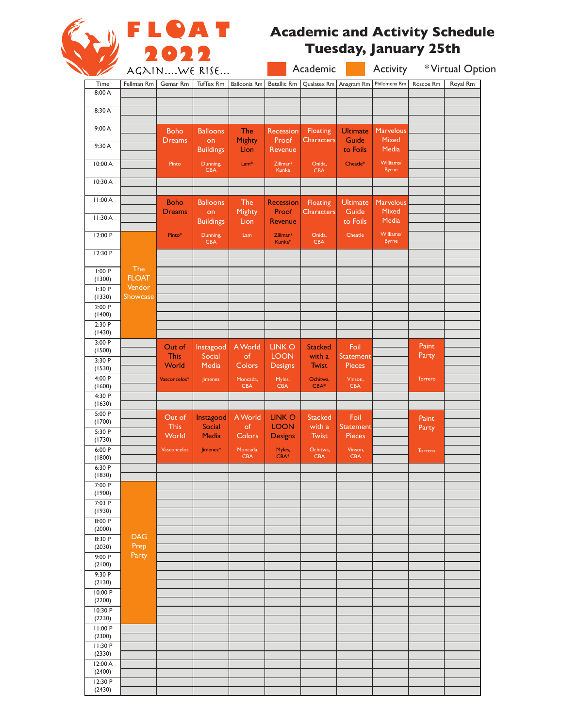# FLOAT 2022

AGAIN....WE RISE...

## Academic and Activity Schedule
## Tuesday, January 25th

Academic | Activity | *Virtual Option

| Time | Fellman Rm | Gemar Rm | TufTex Rm | Balloonia Rm | Betallic Rm | Qualatex Rm | Anagram Rm | Philomena Rm | Roscoe Rm | Royal Rm |
|---|---|---|---|---|---|---|---|---|---|---|
| 8:00 A | | | | | | | | | | |
| 8:30 A | | | | | | | | | | |
| 9:00 A – 10:30 A | | Boho Dreams (Pinto) | Balloons on Buildings (Dunning, CBA) | The Mighty Lion (Lam*) | Recession Proof Revenue (Zillman/ Kunka) | Floating Characters (Onida, CBA) | Ultimate Guide to Foils (Cheatle*) | Marvelous Mixed Media (Williams/ Byrne) | | |
| 10:30 A | | | | | | | | | | |
| 11:00 A – 12:30 P | | Boho Dreams (Pinto*) | Balloons on Buildings (Dunning, CBA) | The Mighty Lion (Lam) | Recession Proof Revenue (Zillman/ Kunka*) | Floating Characters (Onida, CBA) | Ultimate Guide to Foils (Cheatle) | Marvelous Mixed Media (Williams/ Byrne) | | |
| 12:00 P – 3:00 P | The FLOAT Vendor Showcase | | | | | | | | | |
| 1:00 P (1300) | | | | | | | | | | |
| 1:30 P (1330) | | | | | | | | | | |
| 2:00 P (1400) | | | | | | | | | | |
| 2:30 P (1430) | | | | | | | | | | |
| 3:00 P (1500) – 4:30 P (1630) | | Out of This World (Vasconcelos*) | Instagood Social Media (Jimenez) | A World of Colors (Moncada, CBA) | LINK O LOON Designs (Myles, CBA) | Stacked with a Twist (Ochitwa, CBA*) | Foil Statement Pieces (Vinson, CBA) | | Paint Party (Torrero) | |
| 4:30 P (1630) | | | | | | | | | | |
| 5:00 P (1700) – 6:30 P (1830) | | Out of This World (Vasconcelos) | Instagood Social Media (Jimenez*) | A World of Colors (Moncada, CBA) | LINK O LOON Designs (Myles, CBA*) | Stacked with a Twist (Ochitwa, CBA) | Foil Statement Pieces (Vinson, CBA) | | Paint Party (Torrero) | |
| 6:30 P (1830) | | | | | | | | | | |
| 7:00 P (1900) – 11:00 P (2300) | DAG Prep Party | | | | | | | | | |
| 7:03 P (1930) | | | | | | | | | | |
| 8:00 P (2000) | | | | | | | | | | |
| 8:30 P (2030) | | | | | | | | | | |
| 9:00 P (2100) | | | | | | | | | | |
| 9:30 P (2130) | | | | | | | | | | |
| 10:00 P (2200) | | | | | | | | | | |
| 10:30 P (2230) | | | | | | | | | | |
| 11:00 P (2300) | | | | | | | | | | |
| 11:30 P (2330) | | | | | | | | | | |
| 12:00 A (2400) | | | | | | | | | | |
| 12:30 P (2430) | | | | | | | | | | |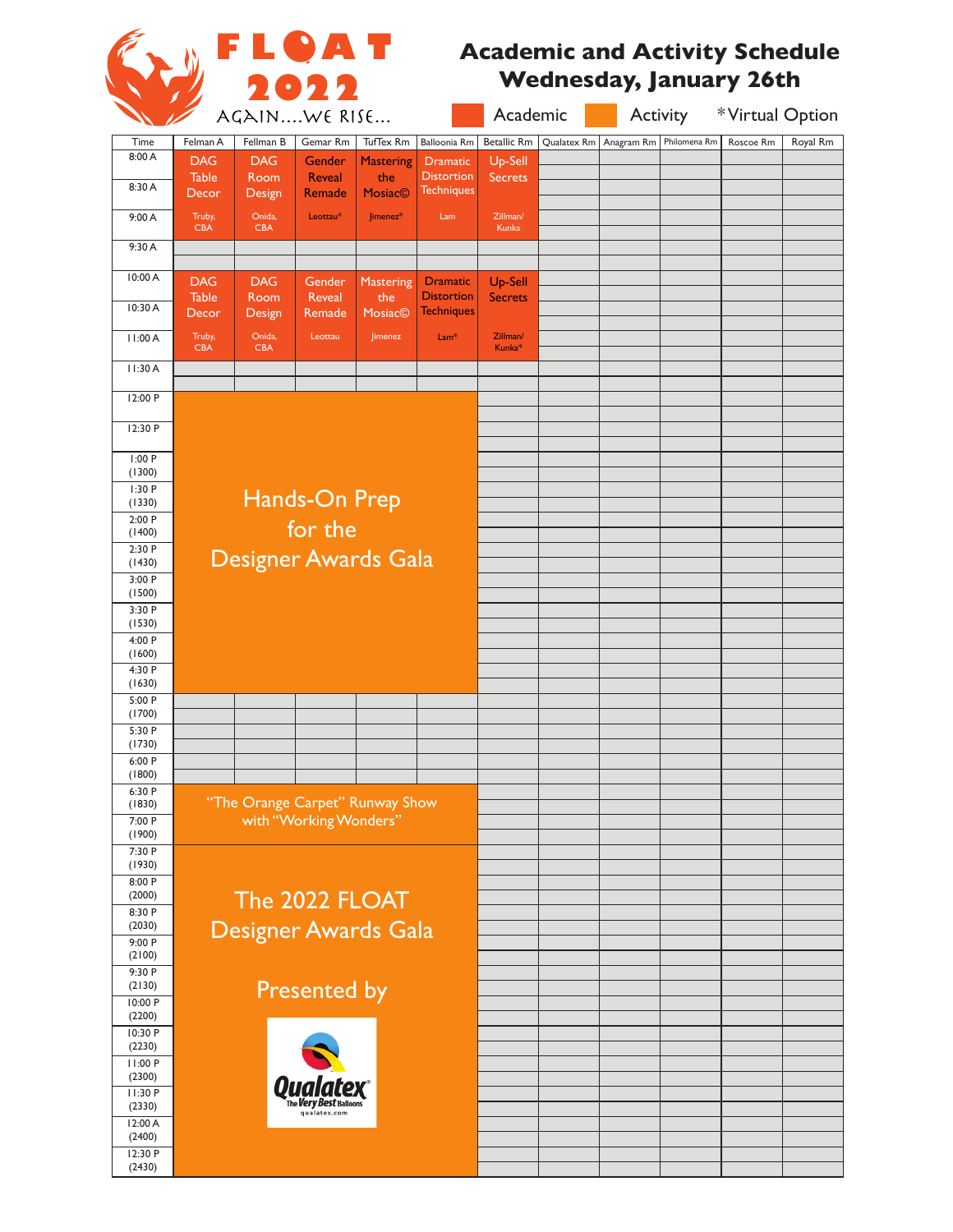# FLOAT 2022

AGAIN....WE RISE...

## Academic and Activity Schedule
## Wednesday, January 26th

Academic | Activity | *Virtual Option

| Time | Felman A | Fellman B | Gemar Rm | TufTex Rm | Balloonia Rm | Betallic Rm | Qualatex Rm | Anagram Rm | Philomena Rm | Roscoe Rm | Royal Rm |
|---|---|---|---|---|---|---|---|---|---|---|---|
| 8:00 A – 9:30 A | DAG Table Decor (Truby, CBA) | DAG Room Design (Onida, CBA) | Gender Reveal Remade (Leottau*) | Mastering the Mosiac© (Jimenez*) | Dramatic Distortion Techniques (Lam) | Up-Sell Secrets (Zillman/ Kunka) | | | | | |
| 9:30 A | | | | | | | | | | | |
| 10:00 A – 11:30 A | DAG Table Decor (Truby, CBA) | DAG Room Design (Onida, CBA) | Gender Reveal Remade (Leottau) | Mastering the Mosiac© (Jimenez) | Dramatic Distortion Techniques (Lam*) | Up-Sell Secrets (Zillman/ Kunka*) | | | | | |
| 11:30 A | | | | | | | | | | | |
| 12:00 P – 5:00 P (1200–1700) | Hands-On Prep for the Designer Awards Gala | | | | | | | | | | |
| 5:00 P – 6:30 P (1700–1830) | | | | | | | | | | | |
| 6:30 P – 7:30 P (1830–1930) | "The Orange Carpet" Runway Show with "Working Wonders" | | | | | | | | | | |
| 7:30 P – 1:00 A (1930–2500) | The 2022 FLOAT Designer Awards Gala — Presented by Qualatex® The Very Best Balloons qualatex.com | | | | | | | | | | |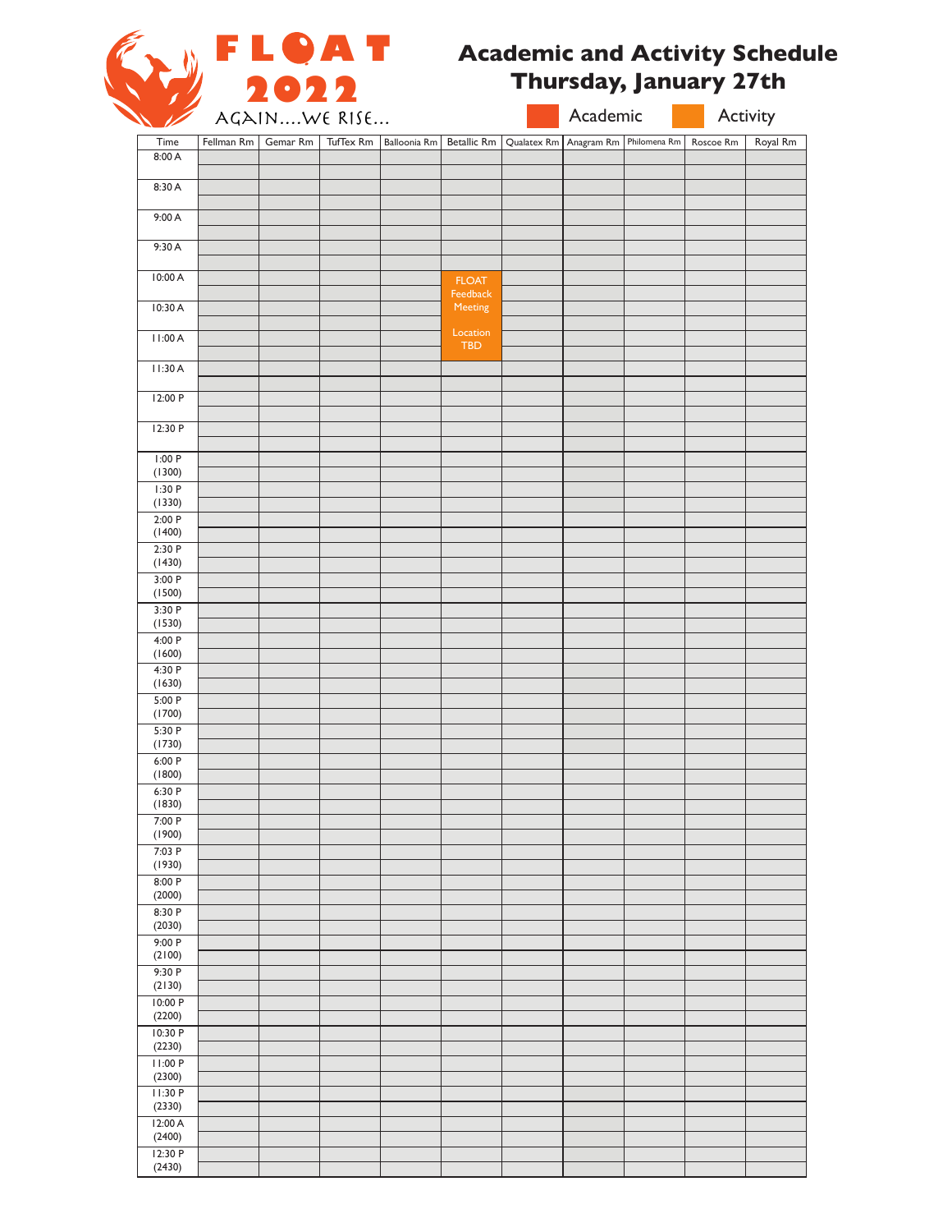# FLOAT 2022

AGAIN....WE RISE...

## Academic and Activity Schedule
## Thursday, January 27th

Academic | Activity

| Time | Fellman Rm | Gemar Rm | TufTex Rm | Balloonia Rm | Betallic Rm | Qualatex Rm | Anagram Rm | Philomena Rm | Roscoe Rm | Royal Rm |
|---|---|---|---|---|---|---|---|---|---|---|
| 8:00 A | | | | | | | | | | |
| 8:30 A | | | | | | | | | | |
| 9:00 A | | | | | | | | | | |
| 9:30 A | | | | | | | | | | |
| 10:00 A | | | | | FLOAT Feedback Meeting Location TBD | | | | | |
| 10:30 A | | | | | | | | | | |
| 11:00 A | | | | | | | | | | |
| 11:30 A | | | | | | | | | | |
| 12:00 P | | | | | | | | | | |
| 12:30 P | | | | | | | | | | |
| 1:00 P (1300) | | | | | | | | | | |
| 1:30 P (1330) | | | | | | | | | | |
| 2:00 P (1400) | | | | | | | | | | |
| 2:30 P (1430) | | | | | | | | | | |
| 3:00 P (1500) | | | | | | | | | | |
| 3:30 P (1530) | | | | | | | | | | |
| 4:00 P (1600) | | | | | | | | | | |
| 4:30 P (1630) | | | | | | | | | | |
| 5:00 P (1700) | | | | | | | | | | |
| 5:30 P (1730) | | | | | | | | | | |
| 6:00 P (1800) | | | | | | | | | | |
| 6:30 P (1830) | | | | | | | | | | |
| 7:00 P (1900) | | | | | | | | | | |
| 7:03 P (1930) | | | | | | | | | | |
| 8:00 P (2000) | | | | | | | | | | |
| 8:30 P (2030) | | | | | | | | | | |
| 9:00 P (2100) | | | | | | | | | | |
| 9:30 P (2130) | | | | | | | | | | |
| 10:00 P (2200) | | | | | | | | | | |
| 10:30 P (2230) | | | | | | | | | | |
| 11:00 P (2300) | | | | | | | | | | |
| 11:30 P (2330) | | | | | | | | | | |
| 12:00 A (2400) | | | | | | | | | | |
| 12:30 P (2430) | | | | | | | | | | |